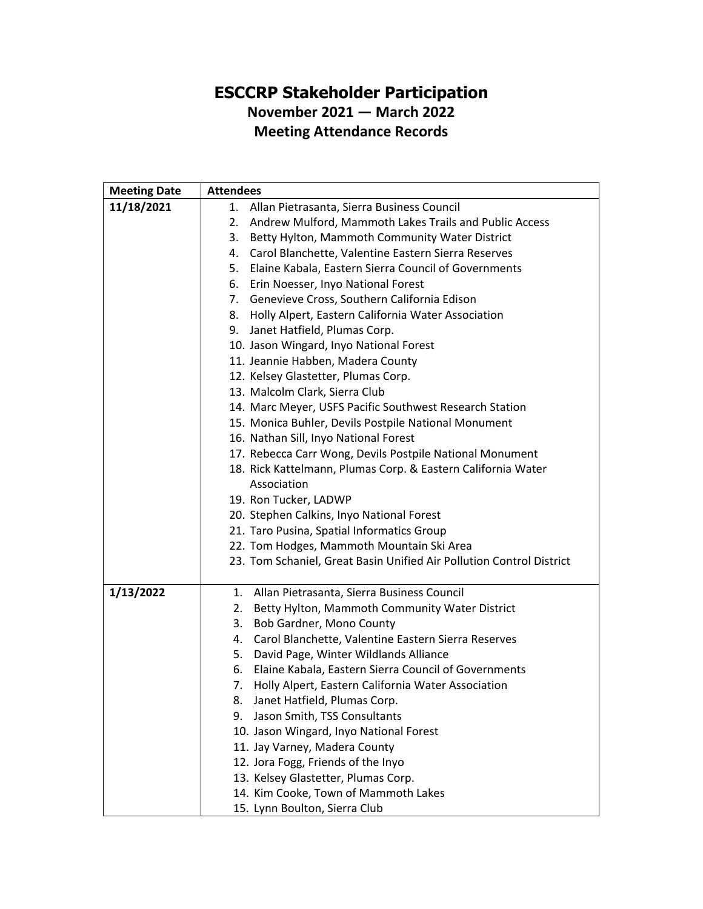# ESCCRP Stakeholder Participation

## November 2021 — March 2022

## Meeting Attendance Records

| Meeting Date | Attendees |
|---|---|
| **11/18/2021** | 1. Allan Pietrasanta, Sierra Business Council<br>2. Andrew Mulford, Mammoth Lakes Trails and Public Access<br>3. Betty Hylton, Mammoth Community Water District<br>4. Carol Blanchette, Valentine Eastern Sierra Reserves<br>5. Elaine Kabala, Eastern Sierra Council of Governments<br>6. Erin Noesser, Inyo National Forest<br>7. Genevieve Cross, Southern California Edison<br>8. Holly Alpert, Eastern California Water Association<br>9. Janet Hatfield, Plumas Corp.<br>10. Jason Wingard, Inyo National Forest<br>11. Jeannie Habben, Madera County<br>12. Kelsey Glastetter, Plumas Corp.<br>13. Malcolm Clark, Sierra Club<br>14. Marc Meyer, USFS Pacific Southwest Research Station<br>15. Monica Buhler, Devils Postpile National Monument<br>16. Nathan Sill, Inyo National Forest<br>17. Rebecca Carr Wong, Devils Postpile National Monument<br>18. Rick Kattelmann, Plumas Corp. & Eastern California Water Association<br>19. Ron Tucker, LADWP<br>20. Stephen Calkins, Inyo National Forest<br>21. Taro Pusina, Spatial Informatics Group<br>22. Tom Hodges, Mammoth Mountain Ski Area<br>23. Tom Schaniel, Great Basin Unified Air Pollution Control District |
| **1/13/2022** | 1. Allan Pietrasanta, Sierra Business Council<br>2. Betty Hylton, Mammoth Community Water District<br>3. Bob Gardner, Mono County<br>4. Carol Blanchette, Valentine Eastern Sierra Reserves<br>5. David Page, Winter Wildlands Alliance<br>6. Elaine Kabala, Eastern Sierra Council of Governments<br>7. Holly Alpert, Eastern California Water Association<br>8. Janet Hatfield, Plumas Corp.<br>9. Jason Smith, TSS Consultants<br>10. Jason Wingard, Inyo National Forest<br>11. Jay Varney, Madera County<br>12. Jora Fogg, Friends of the Inyo<br>13. Kelsey Glastetter, Plumas Corp.<br>14. Kim Cooke, Town of Mammoth Lakes<br>15. Lynn Boulton, Sierra Club |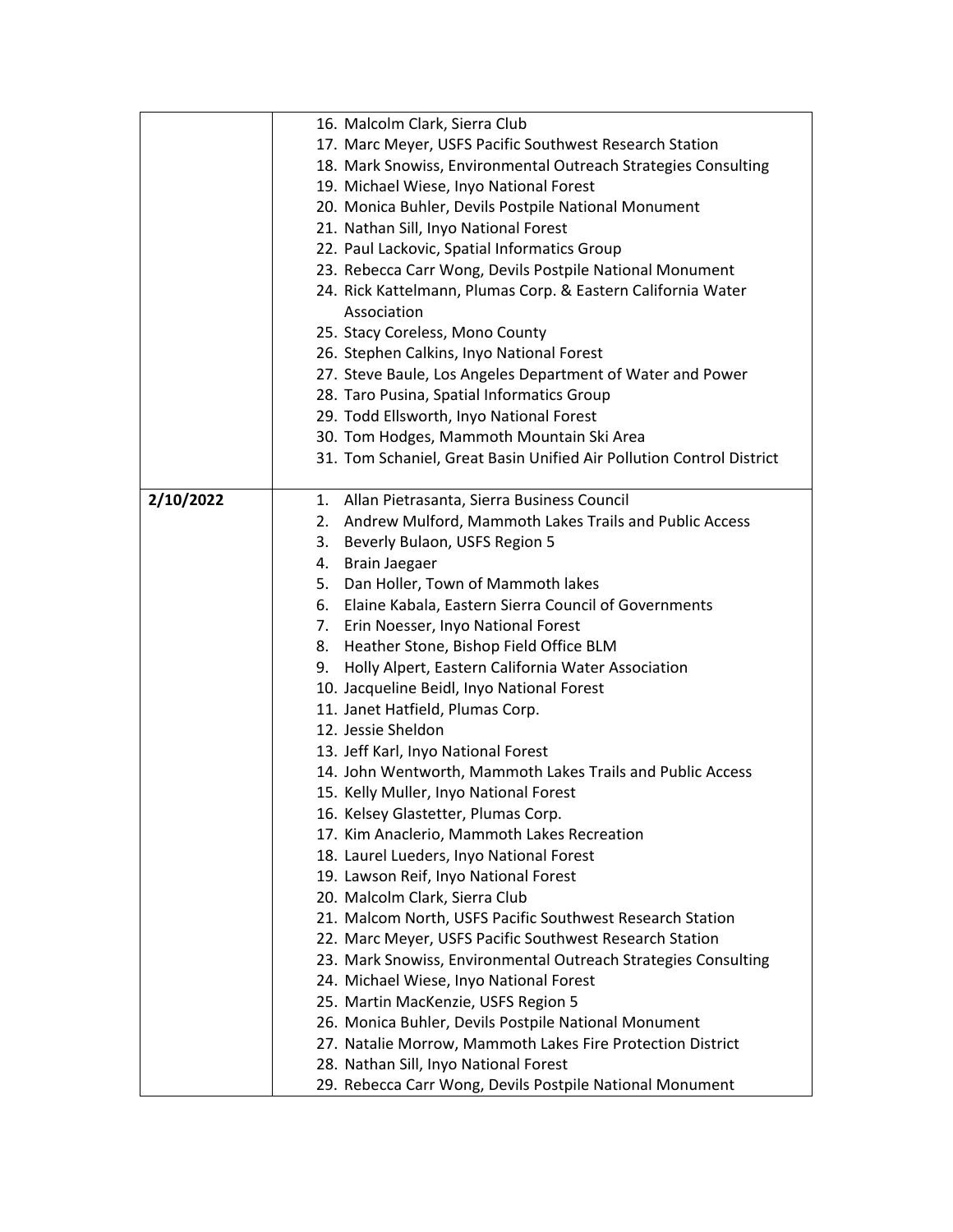| | |
|---|---|
| | 16. Malcolm Clark, Sierra Club<br>17. Marc Meyer, USFS Pacific Southwest Research Station<br>18. Mark Snowiss, Environmental Outreach Strategies Consulting<br>19. Michael Wiese, Inyo National Forest<br>20. Monica Buhler, Devils Postpile National Monument<br>21. Nathan Sill, Inyo National Forest<br>22. Paul Lackovic, Spatial Informatics Group<br>23. Rebecca Carr Wong, Devils Postpile National Monument<br>24. Rick Kattelmann, Plumas Corp. & Eastern California Water Association<br>25. Stacy Coreless, Mono County<br>26. Stephen Calkins, Inyo National Forest<br>27. Steve Baule, Los Angeles Department of Water and Power<br>28. Taro Pusina, Spatial Informatics Group<br>29. Todd Ellsworth, Inyo National Forest<br>30. Tom Hodges, Mammoth Mountain Ski Area<br>31. Tom Schaniel, Great Basin Unified Air Pollution Control District |
| **2/10/2022** | 1. Allan Pietrasanta, Sierra Business Council<br>2. Andrew Mulford, Mammoth Lakes Trails and Public Access<br>3. Beverly Bulaon, USFS Region 5<br>4. Brain Jaegaer<br>5. Dan Holler, Town of Mammoth lakes<br>6. Elaine Kabala, Eastern Sierra Council of Governments<br>7. Erin Noesser, Inyo National Forest<br>8. Heather Stone, Bishop Field Office BLM<br>9. Holly Alpert, Eastern California Water Association<br>10. Jacqueline Beidl, Inyo National Forest<br>11. Janet Hatfield, Plumas Corp.<br>12. Jessie Sheldon<br>13. Jeff Karl, Inyo National Forest<br>14. John Wentworth, Mammoth Lakes Trails and Public Access<br>15. Kelly Muller, Inyo National Forest<br>16. Kelsey Glastetter, Plumas Corp.<br>17. Kim Anaclerio, Mammoth Lakes Recreation<br>18. Laurel Lueders, Inyo National Forest<br>19. Lawson Reif, Inyo National Forest<br>20. Malcolm Clark, Sierra Club<br>21. Malcom North, USFS Pacific Southwest Research Station<br>22. Marc Meyer, USFS Pacific Southwest Research Station<br>23. Mark Snowiss, Environmental Outreach Strategies Consulting<br>24. Michael Wiese, Inyo National Forest<br>25. Martin MacKenzie, USFS Region 5<br>26. Monica Buhler, Devils Postpile National Monument<br>27. Natalie Morrow, Mammoth Lakes Fire Protection District<br>28. Nathan Sill, Inyo National Forest<br>29. Rebecca Carr Wong, Devils Postpile National Monument |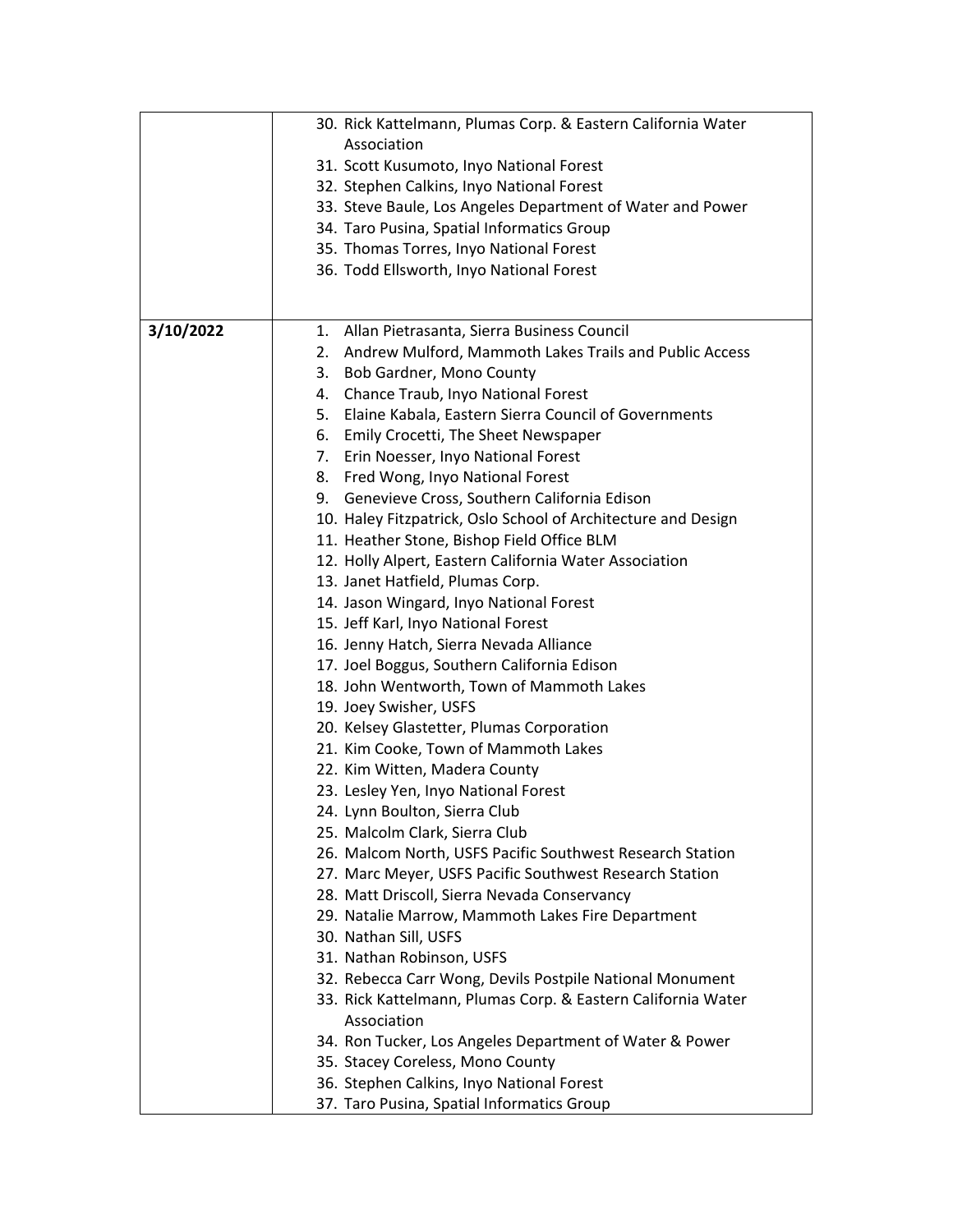| | |
|---|---|
| | 30. Rick Kattelmann, Plumas Corp. & Eastern California Water Association<br>31. Scott Kusumoto, Inyo National Forest<br>32. Stephen Calkins, Inyo National Forest<br>33. Steve Baule, Los Angeles Department of Water and Power<br>34. Taro Pusina, Spatial Informatics Group<br>35. Thomas Torres, Inyo National Forest<br>36. Todd Ellsworth, Inyo National Forest |
| **3/10/2022** | 1. Allan Pietrasanta, Sierra Business Council<br>2. Andrew Mulford, Mammoth Lakes Trails and Public Access<br>3. Bob Gardner, Mono County<br>4. Chance Traub, Inyo National Forest<br>5. Elaine Kabala, Eastern Sierra Council of Governments<br>6. Emily Crocetti, The Sheet Newspaper<br>7. Erin Noesser, Inyo National Forest<br>8. Fred Wong, Inyo National Forest<br>9. Genevieve Cross, Southern California Edison<br>10. Haley Fitzpatrick, Oslo School of Architecture and Design<br>11. Heather Stone, Bishop Field Office BLM<br>12. Holly Alpert, Eastern California Water Association<br>13. Janet Hatfield, Plumas Corp.<br>14. Jason Wingard, Inyo National Forest<br>15. Jeff Karl, Inyo National Forest<br>16. Jenny Hatch, Sierra Nevada Alliance<br>17. Joel Boggus, Southern California Edison<br>18. John Wentworth, Town of Mammoth Lakes<br>19. Joey Swisher, USFS<br>20. Kelsey Glastetter, Plumas Corporation<br>21. Kim Cooke, Town of Mammoth Lakes<br>22. Kim Witten, Madera County<br>23. Lesley Yen, Inyo National Forest<br>24. Lynn Boulton, Sierra Club<br>25. Malcolm Clark, Sierra Club<br>26. Malcom North, USFS Pacific Southwest Research Station<br>27. Marc Meyer, USFS Pacific Southwest Research Station<br>28. Matt Driscoll, Sierra Nevada Conservancy<br>29. Natalie Marrow, Mammoth Lakes Fire Department<br>30. Nathan Sill, USFS<br>31. Nathan Robinson, USFS<br>32. Rebecca Carr Wong, Devils Postpile National Monument<br>33. Rick Kattelmann, Plumas Corp. & Eastern California Water Association<br>34. Ron Tucker, Los Angeles Department of Water & Power<br>35. Stacey Coreless, Mono County<br>36. Stephen Calkins, Inyo National Forest<br>37. Taro Pusina, Spatial Informatics Group |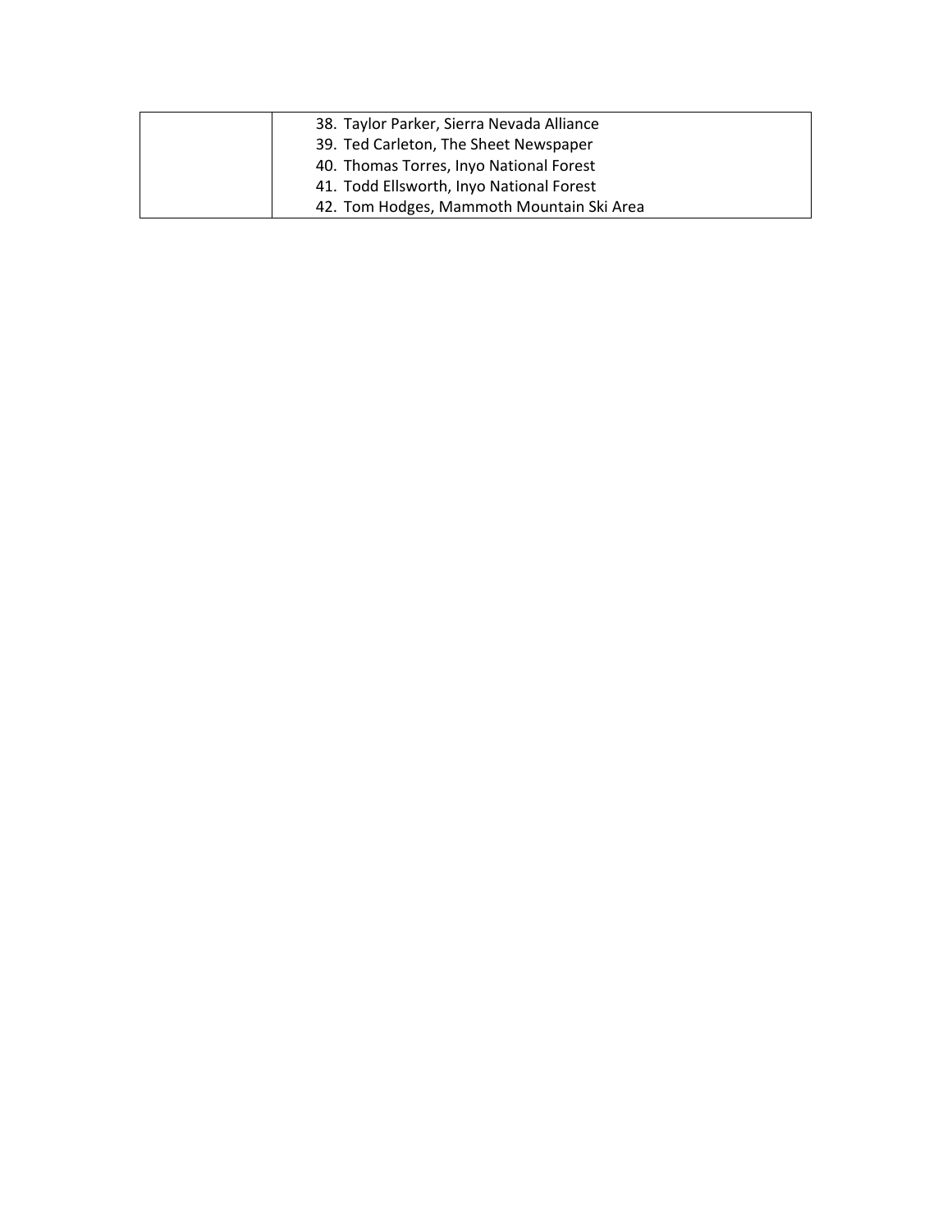| | |
|---|---|
| | 38. Taylor Parker, Sierra Nevada Alliance<br>39. Ted Carleton, The Sheet Newspaper<br>40. Thomas Torres, Inyo National Forest<br>41. Todd Ellsworth, Inyo National Forest<br>42. Tom Hodges, Mammoth Mountain Ski Area |